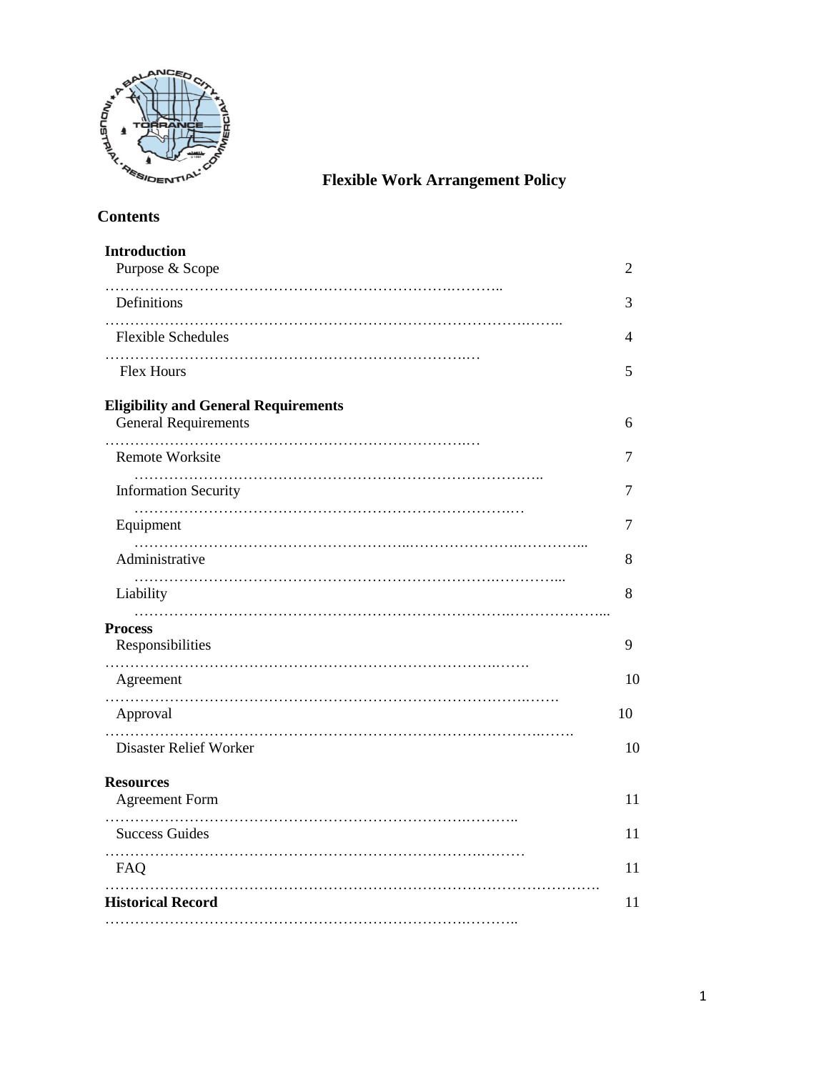# Flexible Work Arrangement Policy

## Contents

**Introduction**

| Section | Page |
|---|---|
| Purpose & Scope | 2 |
| Definitions | 3 |
| Flexible Schedules | 4 |
| Flex Hours | 5 |

**Eligibility and General Requirements**

| Section | Page |
|---|---|
| General Requirements | 6 |
| Remote Worksite | 7 |
| Information Security | 7 |
| Equipment | 7 |
| Administrative | 8 |
| Liability | 8 |

**Process**

| Section | Page |
|---|---|
| Responsibilities | 9 |
| Agreement | 10 |
| Approval | 10 |
| Disaster Relief Worker | 10 |

**Resources**

| Section | Page |
|---|---|
| Agreement Form | 11 |
| Success Guides | 11 |
| FAQ | 11 |

| Section | Page |
|---|---|
| **Historical Record** | 11 |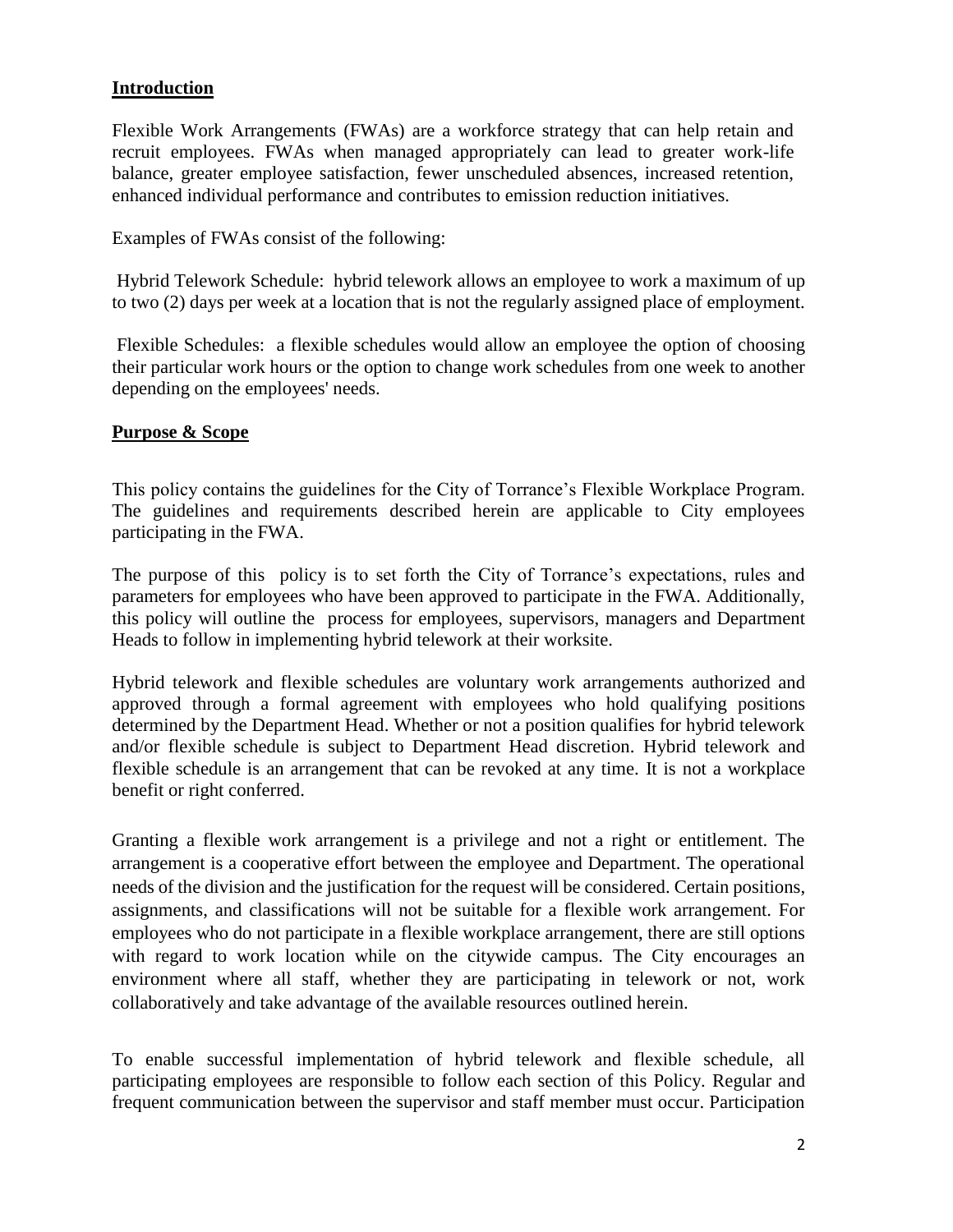## Introduction

Flexible Work Arrangements (FWAs) are a workforce strategy that can help retain and recruit employees. FWAs when managed appropriately can lead to greater work-life balance, greater employee satisfaction, fewer unscheduled absences, increased retention, enhanced individual performance and contributes to emission reduction initiatives.

Examples of FWAs consist of the following:

Hybrid Telework Schedule: hybrid telework allows an employee to work a maximum of up to two (2) days per week at a location that is not the regularly assigned place of employment.

Flexible Schedules: a flexible schedules would allow an employee the option of choosing their particular work hours or the option to change work schedules from one week to another depending on the employees' needs.

## Purpose & Scope

This policy contains the guidelines for the City of Torrance's Flexible Workplace Program. The guidelines and requirements described herein are applicable to City employees participating in the FWA.

The purpose of this policy is to set forth the City of Torrance's expectations, rules and parameters for employees who have been approved to participate in the FWA. Additionally, this policy will outline the process for employees, supervisors, managers and Department Heads to follow in implementing hybrid telework at their worksite.

Hybrid telework and flexible schedules are voluntary work arrangements authorized and approved through a formal agreement with employees who hold qualifying positions determined by the Department Head. Whether or not a position qualifies for hybrid telework and/or flexible schedule is subject to Department Head discretion. Hybrid telework and flexible schedule is an arrangement that can be revoked at any time. It is not a workplace benefit or right conferred.

Granting a flexible work arrangement is a privilege and not a right or entitlement. The arrangement is a cooperative effort between the employee and Department. The operational needs of the division and the justification for the request will be considered. Certain positions, assignments, and classifications will not be suitable for a flexible work arrangement. For employees who do not participate in a flexible workplace arrangement, there are still options with regard to work location while on the citywide campus. The City encourages an environment where all staff, whether they are participating in telework or not, work collaboratively and take advantage of the available resources outlined herein.

To enable successful implementation of hybrid telework and flexible schedule, all participating employees are responsible to follow each section of this Policy. Regular and frequent communication between the supervisor and staff member must occur. Participation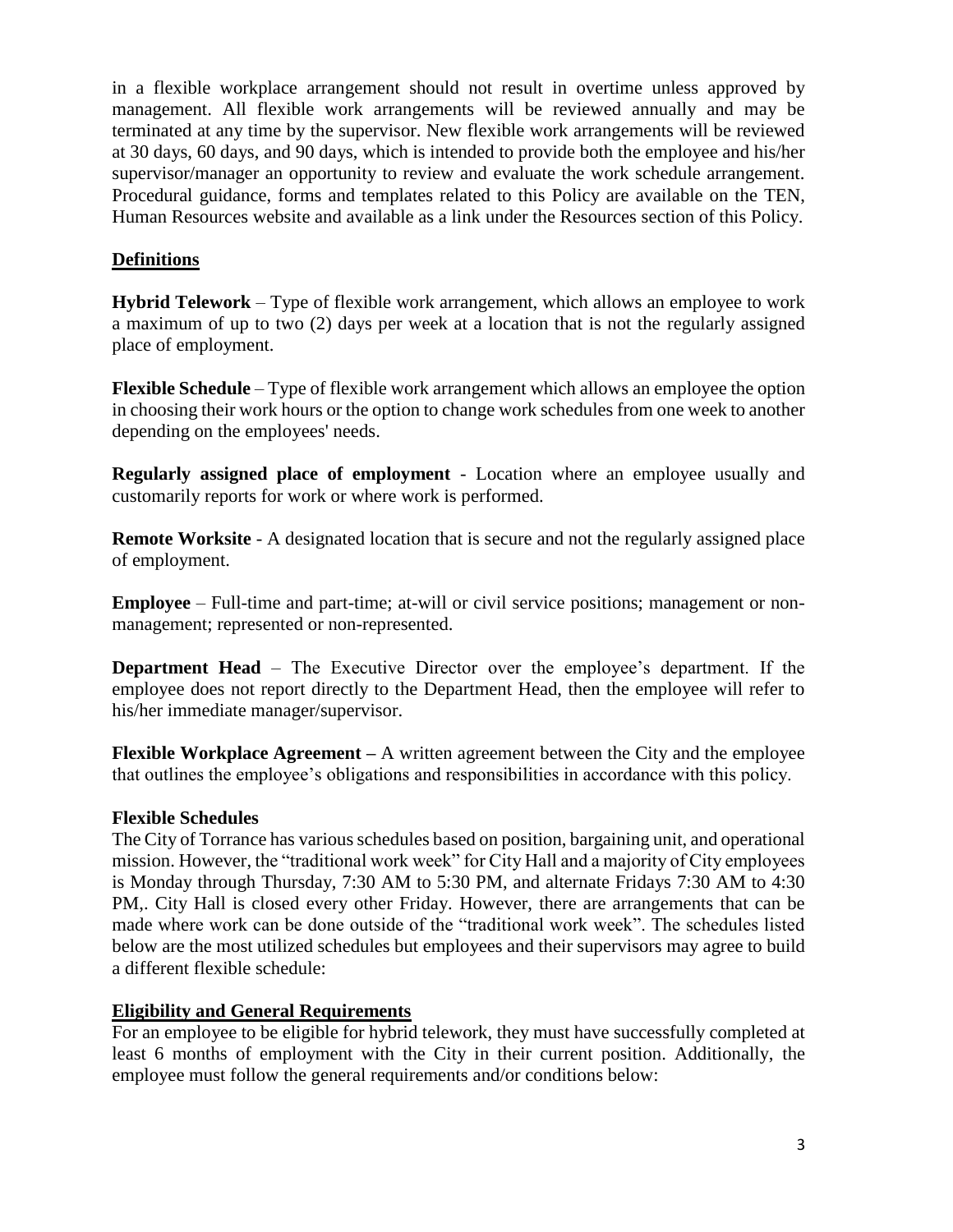in a flexible workplace arrangement should not result in overtime unless approved by management. All flexible work arrangements will be reviewed annually and may be terminated at any time by the supervisor. New flexible work arrangements will be reviewed at 30 days, 60 days, and 90 days, which is intended to provide both the employee and his/her supervisor/manager an opportunity to review and evaluate the work schedule arrangement. Procedural guidance, forms and templates related to this Policy are available on the TEN, Human Resources website and available as a link under the Resources section of this Policy.

## Definitions

**Hybrid Telework** – Type of flexible work arrangement, which allows an employee to work a maximum of up to two (2) days per week at a location that is not the regularly assigned place of employment.

**Flexible Schedule** – Type of flexible work arrangement which allows an employee the option in choosing their work hours or the option to change work schedules from one week to another depending on the employees' needs.

**Regularly assigned place of employment** - Location where an employee usually and customarily reports for work or where work is performed.

**Remote Worksite** - A designated location that is secure and not the regularly assigned place of employment.

**Employee** – Full-time and part-time; at-will or civil service positions; management or non-management; represented or non-represented.

**Department Head** – The Executive Director over the employee's department. If the employee does not report directly to the Department Head, then the employee will refer to his/her immediate manager/supervisor.

**Flexible Workplace Agreement –** A written agreement between the City and the employee that outlines the employee's obligations and responsibilities in accordance with this policy.

### Flexible Schedules

The City of Torrance has various schedules based on position, bargaining unit, and operational mission. However, the "traditional work week" for City Hall and a majority of City employees is Monday through Thursday, 7:30 AM to 5:30 PM, and alternate Fridays 7:30 AM to 4:30 PM,. City Hall is closed every other Friday. However, there are arrangements that can be made where work can be done outside of the "traditional work week". The schedules listed below are the most utilized schedules but employees and their supervisors may agree to build a different flexible schedule:

## Eligibility and General Requirements

For an employee to be eligible for hybrid telework, they must have successfully completed at least 6 months of employment with the City in their current position. Additionally, the employee must follow the general requirements and/or conditions below: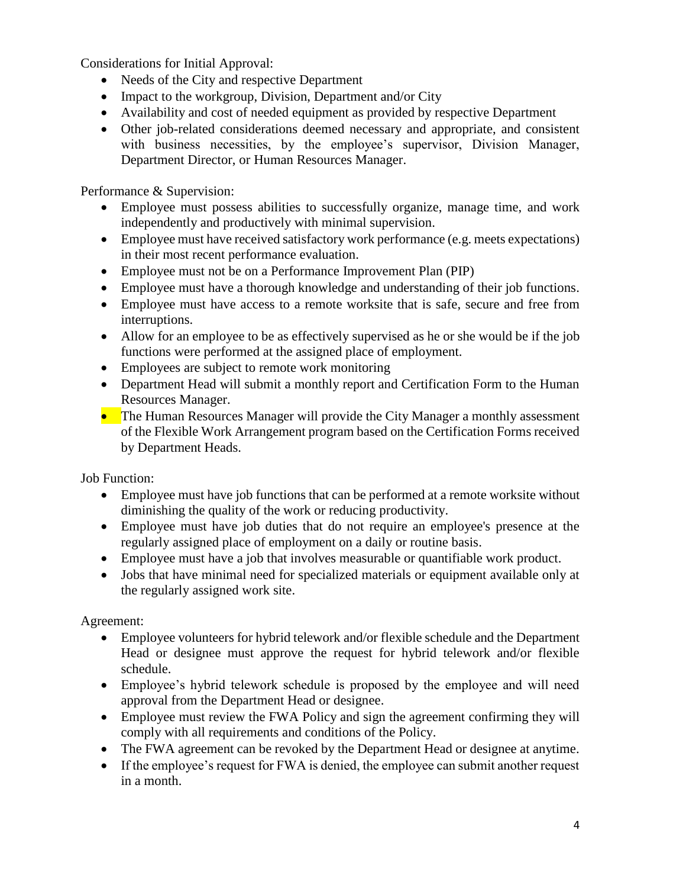Considerations for Initial Approval:

- Needs of the City and respective Department
- Impact to the workgroup, Division, Department and/or City
- Availability and cost of needed equipment as provided by respective Department
- Other job-related considerations deemed necessary and appropriate, and consistent with business necessities, by the employee's supervisor, Division Manager, Department Director, or Human Resources Manager.

Performance & Supervision:

- Employee must possess abilities to successfully organize, manage time, and work independently and productively with minimal supervision.
- Employee must have received satisfactory work performance (e.g. meets expectations) in their most recent performance evaluation.
- Employee must not be on a Performance Improvement Plan (PIP)
- Employee must have a thorough knowledge and understanding of their job functions.
- Employee must have access to a remote worksite that is safe, secure and free from interruptions.
- Allow for an employee to be as effectively supervised as he or she would be if the job functions were performed at the assigned place of employment.
- Employees are subject to remote work monitoring
- Department Head will submit a monthly report and Certification Form to the Human Resources Manager.
- The Human Resources Manager will provide the City Manager a monthly assessment of the Flexible Work Arrangement program based on the Certification Forms received by Department Heads.

Job Function:

- Employee must have job functions that can be performed at a remote worksite without diminishing the quality of the work or reducing productivity.
- Employee must have job duties that do not require an employee's presence at the regularly assigned place of employment on a daily or routine basis.
- Employee must have a job that involves measurable or quantifiable work product.
- Jobs that have minimal need for specialized materials or equipment available only at the regularly assigned work site.

Agreement:

- Employee volunteers for hybrid telework and/or flexible schedule and the Department Head or designee must approve the request for hybrid telework and/or flexible schedule.
- Employee's hybrid telework schedule is proposed by the employee and will need approval from the Department Head or designee.
- Employee must review the FWA Policy and sign the agreement confirming they will comply with all requirements and conditions of the Policy.
- The FWA agreement can be revoked by the Department Head or designee at anytime.
- If the employee's request for FWA is denied, the employee can submit another request in a month.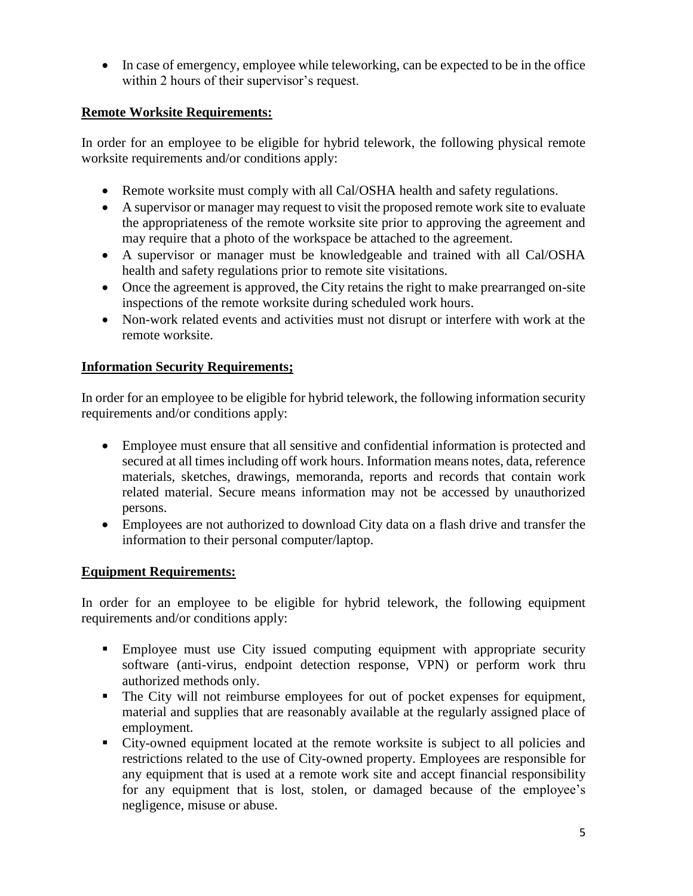- In case of emergency, employee while teleworking, can be expected to be in the office within 2 hours of their supervisor's request.

**Remote Worksite Requirements:**

In order for an employee to be eligible for hybrid telework, the following physical remote worksite requirements and/or conditions apply:

- Remote worksite must comply with all Cal/OSHA health and safety regulations.
- A supervisor or manager may request to visit the proposed remote work site to evaluate the appropriateness of the remote worksite site prior to approving the agreement and may require that a photo of the workspace be attached to the agreement.
- A supervisor or manager must be knowledgeable and trained with all Cal/OSHA health and safety regulations prior to remote site visitations.
- Once the agreement is approved, the City retains the right to make prearranged on-site inspections of the remote worksite during scheduled work hours.
- Non-work related events and activities must not disrupt or interfere with work at the remote worksite.

**Information Security Requirements;**

In order for an employee to be eligible for hybrid telework, the following information security requirements and/or conditions apply:

- Employee must ensure that all sensitive and confidential information is protected and secured at all times including off work hours. Information means notes, data, reference materials, sketches, drawings, memoranda, reports and records that contain work related material. Secure means information may not be accessed by unauthorized persons.
- Employees are not authorized to download City data on a flash drive and transfer the information to their personal computer/laptop.

**Equipment Requirements:**

In order for an employee to be eligible for hybrid telework, the following equipment requirements and/or conditions apply:

- Employee must use City issued computing equipment with appropriate security software (anti-virus, endpoint detection response, VPN) or perform work thru authorized methods only.
- The City will not reimburse employees for out of pocket expenses for equipment, material and supplies that are reasonably available at the regularly assigned place of employment.
- City-owned equipment located at the remote worksite is subject to all policies and restrictions related to the use of City-owned property. Employees are responsible for any equipment that is used at a remote work site and accept financial responsibility for any equipment that is lost, stolen, or damaged because of the employee's negligence, misuse or abuse.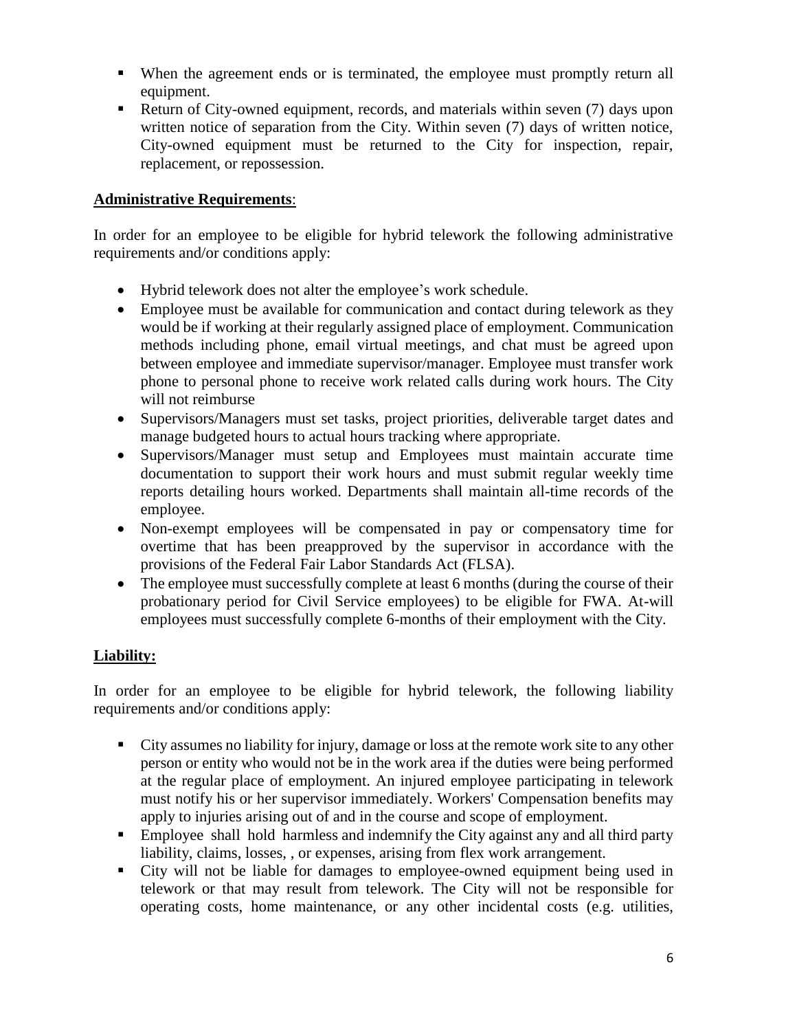- When the agreement ends or is terminated, the employee must promptly return all equipment.
- Return of City-owned equipment, records, and materials within seven (7) days upon written notice of separation from the City. Within seven (7) days of written notice, City-owned equipment must be returned to the City for inspection, repair, replacement, or repossession.

**Administrative Requirements**:

In order for an employee to be eligible for hybrid telework the following administrative requirements and/or conditions apply:

- Hybrid telework does not alter the employee's work schedule.
- Employee must be available for communication and contact during telework as they would be if working at their regularly assigned place of employment. Communication methods including phone, email virtual meetings, and chat must be agreed upon between employee and immediate supervisor/manager. Employee must transfer work phone to personal phone to receive work related calls during work hours. The City will not reimburse
- Supervisors/Managers must set tasks, project priorities, deliverable target dates and manage budgeted hours to actual hours tracking where appropriate.
- Supervisors/Manager must setup and Employees must maintain accurate time documentation to support their work hours and must submit regular weekly time reports detailing hours worked. Departments shall maintain all-time records of the employee.
- Non-exempt employees will be compensated in pay or compensatory time for overtime that has been preapproved by the supervisor in accordance with the provisions of the Federal Fair Labor Standards Act (FLSA).
- The employee must successfully complete at least 6 months (during the course of their probationary period for Civil Service employees) to be eligible for FWA. At-will employees must successfully complete 6-months of their employment with the City.

**Liability:**

In order for an employee to be eligible for hybrid telework, the following liability requirements and/or conditions apply:

- City assumes no liability for injury, damage or loss at the remote work site to any other person or entity who would not be in the work area if the duties were being performed at the regular place of employment. An injured employee participating in telework must notify his or her supervisor immediately. Workers' Compensation benefits may apply to injuries arising out of and in the course and scope of employment.
- Employee shall hold harmless and indemnify the City against any and all third party liability, claims, losses, , or expenses, arising from flex work arrangement.
- City will not be liable for damages to employee-owned equipment being used in telework or that may result from telework. The City will not be responsible for operating costs, home maintenance, or any other incidental costs (e.g. utilities,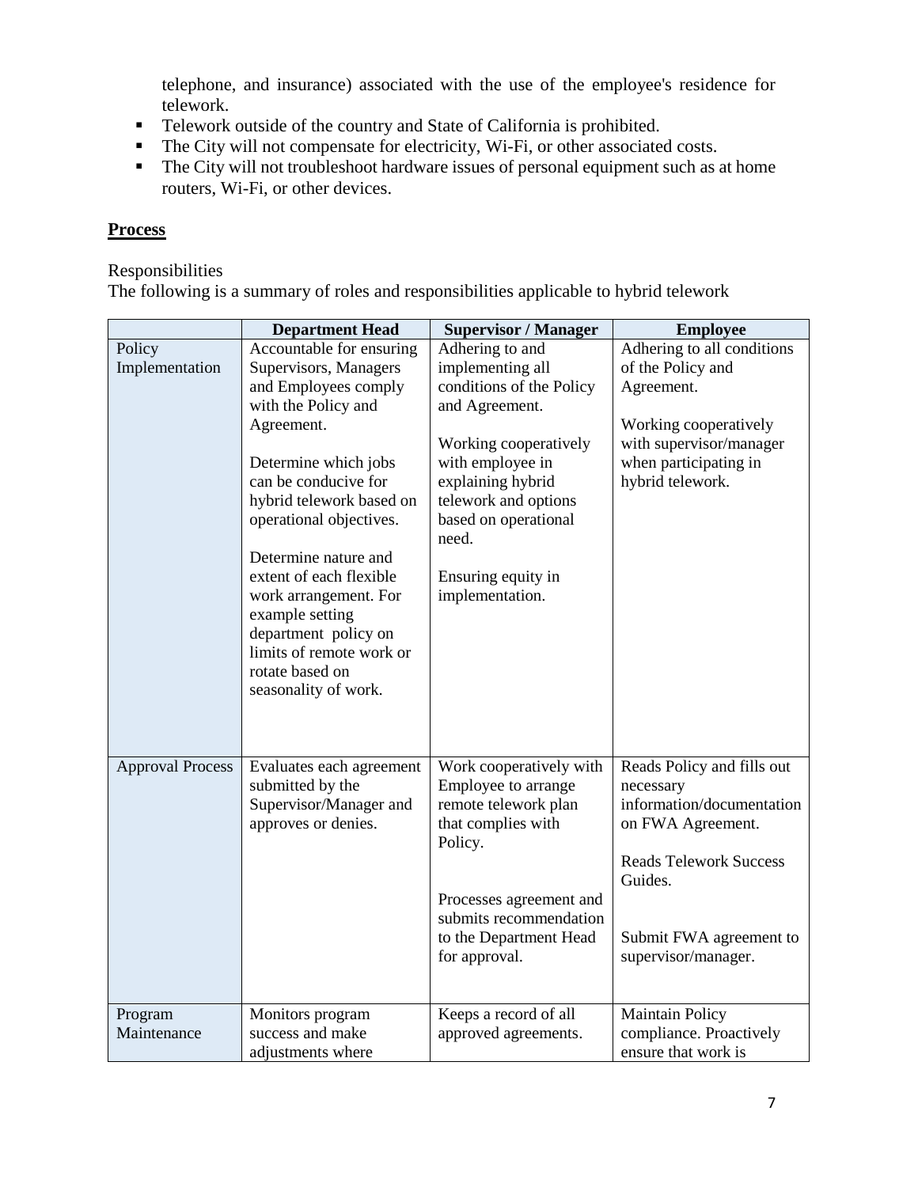telephone, and insurance) associated with the use of the employee's residence for telework.

- Telework outside of the country and State of California is prohibited.
- The City will not compensate for electricity, Wi-Fi, or other associated costs.
- The City will not troubleshoot hardware issues of personal equipment such as at home routers, Wi-Fi, or other devices.

**Process**

Responsibilities

The following is a summary of roles and responsibilities applicable to hybrid telework

| | Department Head | Supervisor / Manager | Employee |
|---|---|---|---|
| Policy Implementation | Accountable for ensuring Supervisors, Managers and Employees comply with the Policy and Agreement.<br><br>Determine which jobs can be conducive for hybrid telework based on operational objectives.<br><br>Determine nature and extent of each flexible work arrangement. For example setting department policy on limits of remote work or rotate based on seasonality of work. | Adhering to and implementing all conditions of the Policy and Agreement.<br><br>Working cooperatively with employee in explaining hybrid telework and options based on operational need.<br><br>Ensuring equity in implementation. | Adhering to all conditions of the Policy and Agreement.<br><br>Working cooperatively with supervisor/manager when participating in hybrid telework. |
| Approval Process | Evaluates each agreement submitted by the Supervisor/Manager and approves or denies. | Work cooperatively with Employee to arrange remote telework plan that complies with Policy.<br><br>Processes agreement and submits recommendation to the Department Head for approval. | Reads Policy and fills out necessary information/documentation on FWA Agreement.<br><br>Reads Telework Success Guides.<br><br>Submit FWA agreement to supervisor/manager. |
| Program Maintenance | Monitors program success and make adjustments where | Keeps a record of all approved agreements. | Maintain Policy compliance. Proactively ensure that work is |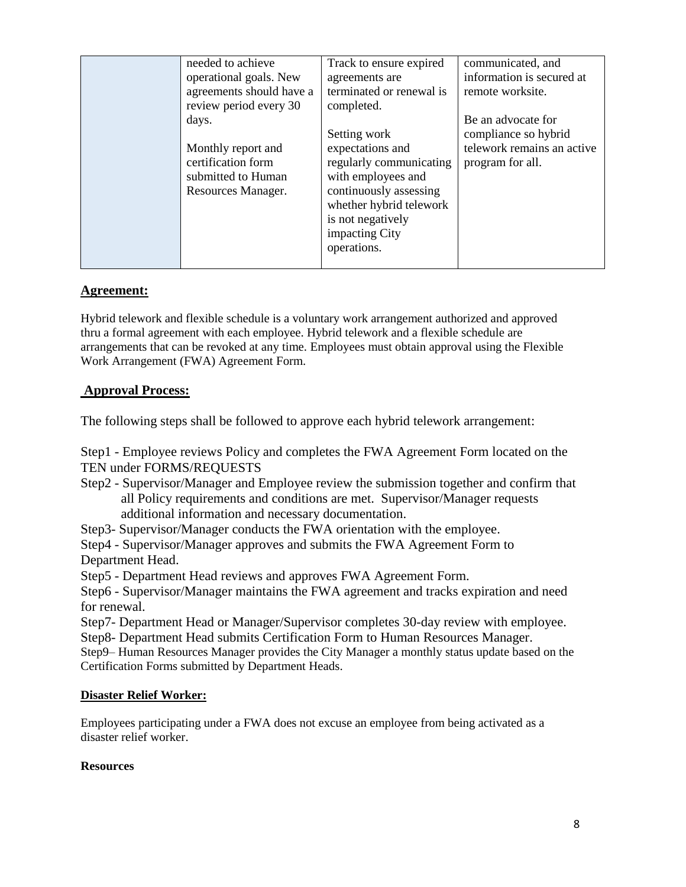|  | needed to achieve operational goals. New agreements should have a review period every 30 days.<br><br>Monthly report and certification form submitted to Human Resources Manager. | Track to ensure expired agreements are terminated or renewal is completed.<br><br>Setting work expectations and regularly communicating with employees and continuously assessing whether hybrid telework is not negatively impacting City operations. | communicated, and information is secured at remote worksite.<br><br>Be an advocate for compliance so hybrid telework remains an active program for all. |
|---|---|---|---|

## Agreement:

Hybrid telework and flexible schedule is a voluntary work arrangement authorized and approved thru a formal agreement with each employee. Hybrid telework and a flexible schedule are arrangements that can be revoked at any time. Employees must obtain approval using the Flexible Work Arrangement (FWA) Agreement Form.

## Approval Process:

The following steps shall be followed to approve each hybrid telework arrangement:

Step1 - Employee reviews Policy and completes the FWA Agreement Form located on the TEN under FORMS/REQUESTS

Step2 - Supervisor/Manager and Employee review the submission together and confirm that all Policy requirements and conditions are met. Supervisor/Manager requests additional information and necessary documentation.

Step3- Supervisor/Manager conducts the FWA orientation with the employee.

Step4 - Supervisor/Manager approves and submits the FWA Agreement Form to Department Head.

Step5 - Department Head reviews and approves FWA Agreement Form.

Step6 - Supervisor/Manager maintains the FWA agreement and tracks expiration and need for renewal.

Step7- Department Head or Manager/Supervisor completes 30-day review with employee.

Step8- Department Head submits Certification Form to Human Resources Manager.

Step9– Human Resources Manager provides the City Manager a monthly status update based on the Certification Forms submitted by Department Heads.

### Disaster Relief Worker:

Employees participating under a FWA does not excuse an employee from being activated as a disaster relief worker.

**Resources**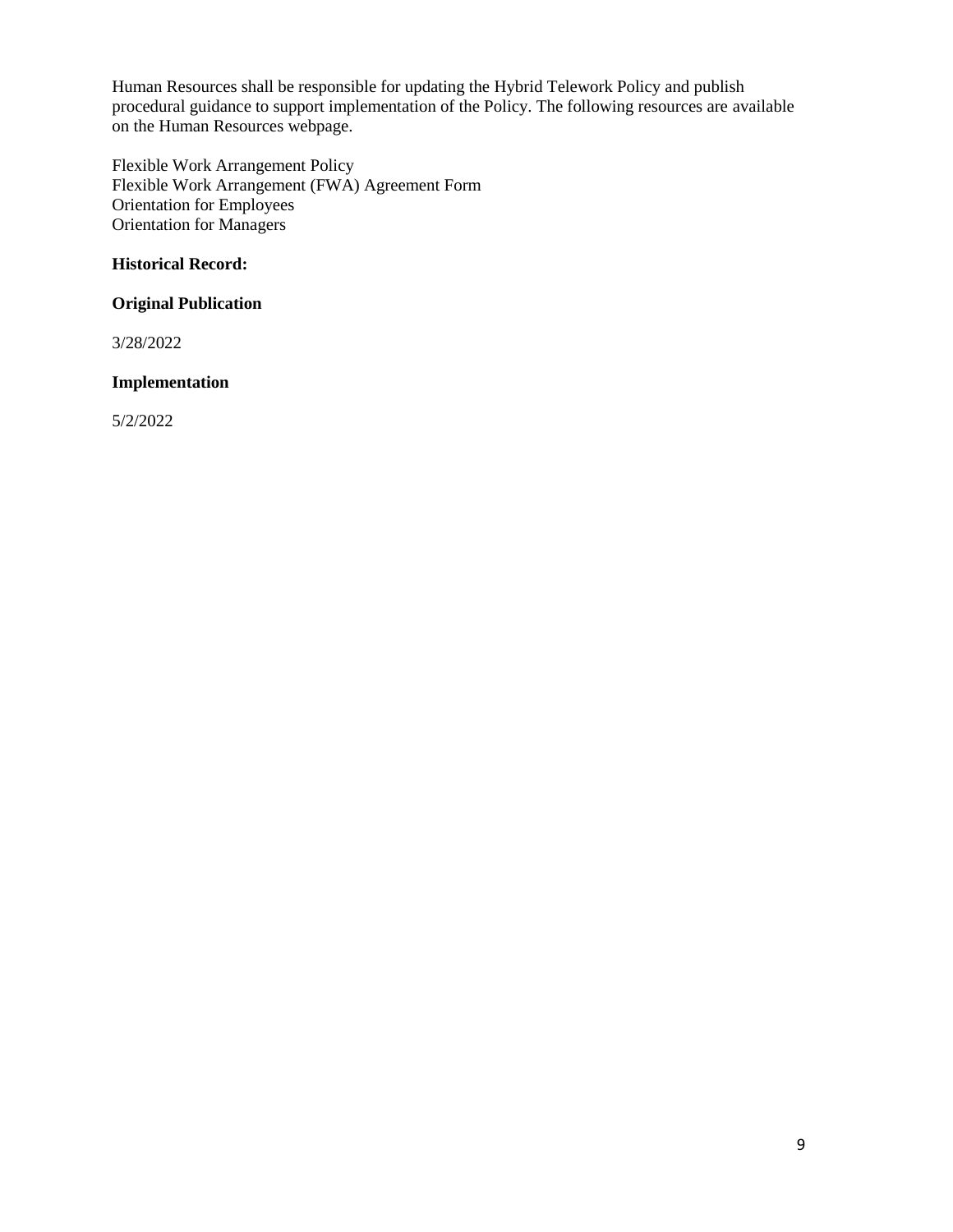Human Resources shall be responsible for updating the Hybrid Telework Policy and publish procedural guidance to support implementation of the Policy. The following resources are available on the Human Resources webpage.

Flexible Work Arrangement Policy
Flexible Work Arrangement (FWA) Agreement Form
Orientation for Employees
Orientation for Managers

**Historical Record:**

**Original Publication**

3/28/2022

**Implementation**

5/2/2022